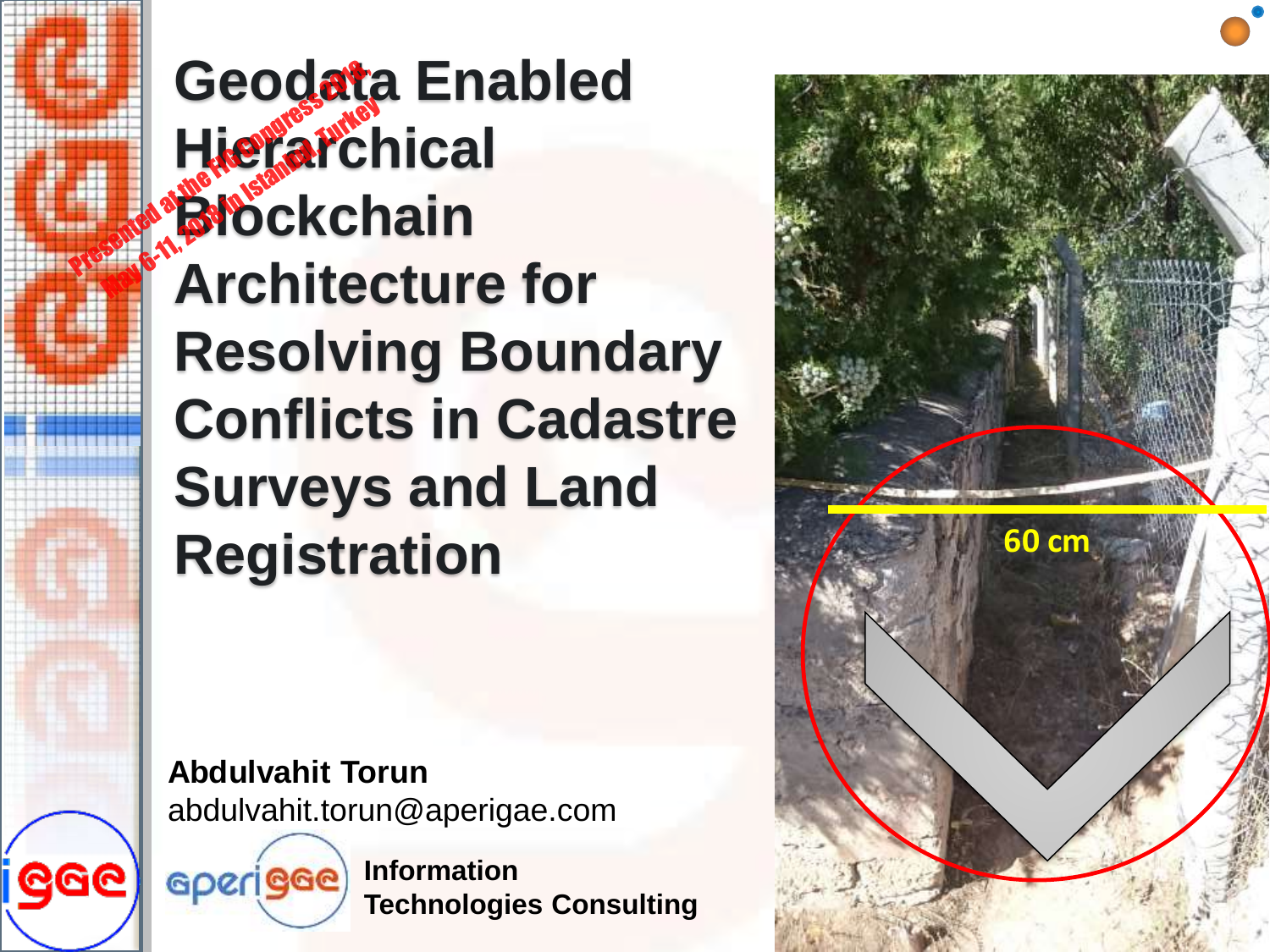# Geodata Enabled Hierarchical Blockchain Architecture for Resolving Boundary Conflicts in Cadastre Surveys and Land Registration

Presented at the FIG Congress 2018, May 6-11, 2018 in Istanbul, Turkey

**Abdulvahit Torun**
abdulvahit.torun@aperigae.com

Information Technologies Consulting

60 cm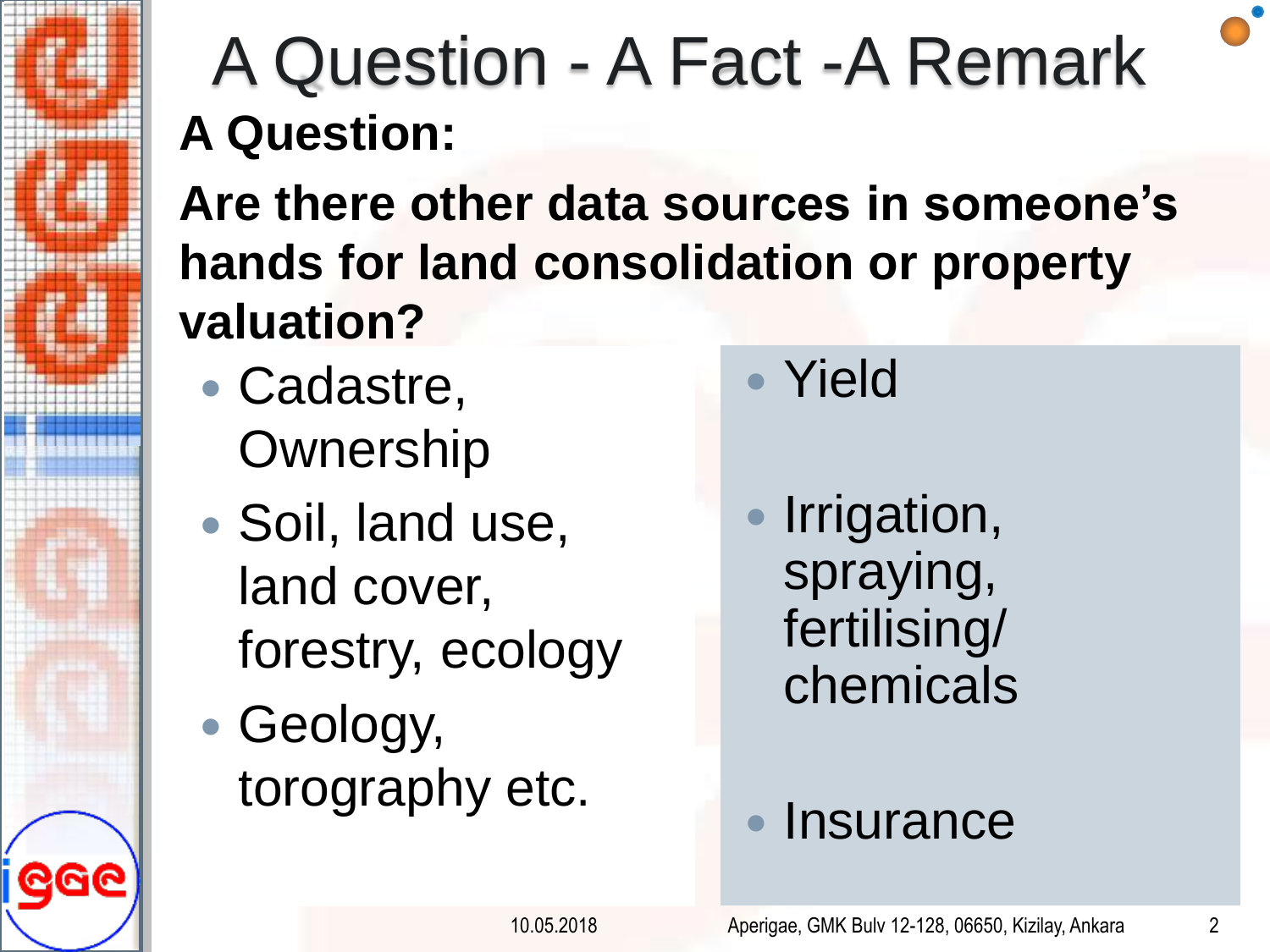# A Question - A Fact -A Remark

**A Question:**

**Are there other data sources in someone's hands for land consolidation or property valuation?**

- Cadastre, Ownership
- Soil, land use, land cover, forestry, ecology
- Geology, torography etc.
- Yield
- Irrigation, spraying, fertilising/ chemicals
- Insurance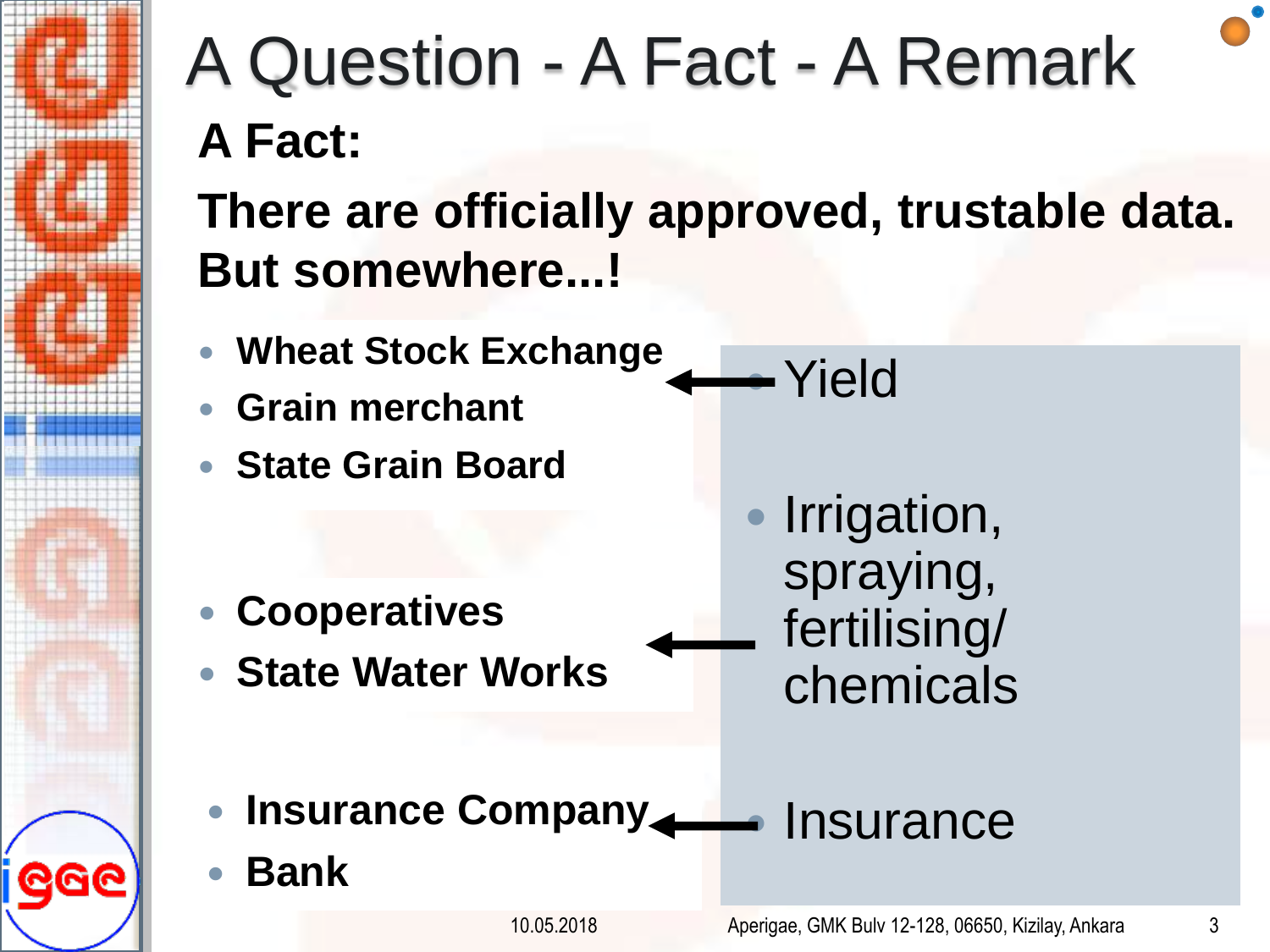# A Question - A Fact - A Remark

## A Fact:

**There are officially approved, trustable data. But somewhere...!**

- **Wheat Stock Exchange**
- **Grain merchant**
- **State Grain Board**

← Yield

- **Cooperatives**
- **State Water Works**

← Irrigation, spraying, fertilising/ chemicals

- **Insurance Company**
- **Bank**

← Insurance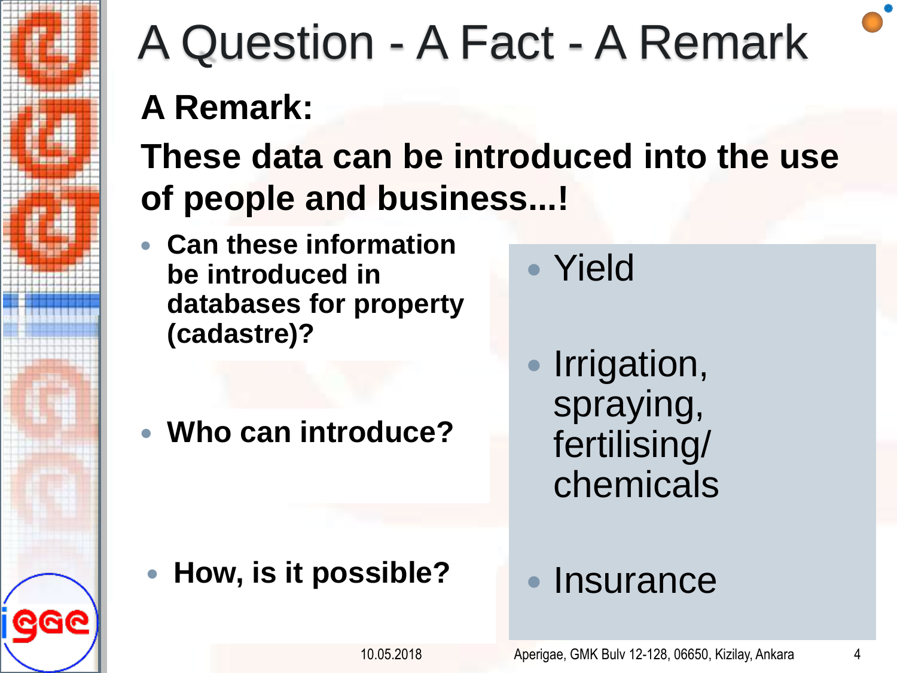# A Question - A Fact - A Remark

**A Remark:**

**These data can be introduced into the use of people and business...!**

- **Can these information be introduced in databases for property (cadastre)?**
- **Who can introduce?**
- **How, is it possible?**

- Yield
- Irrigation, spraying, fertilising/ chemicals
- Insurance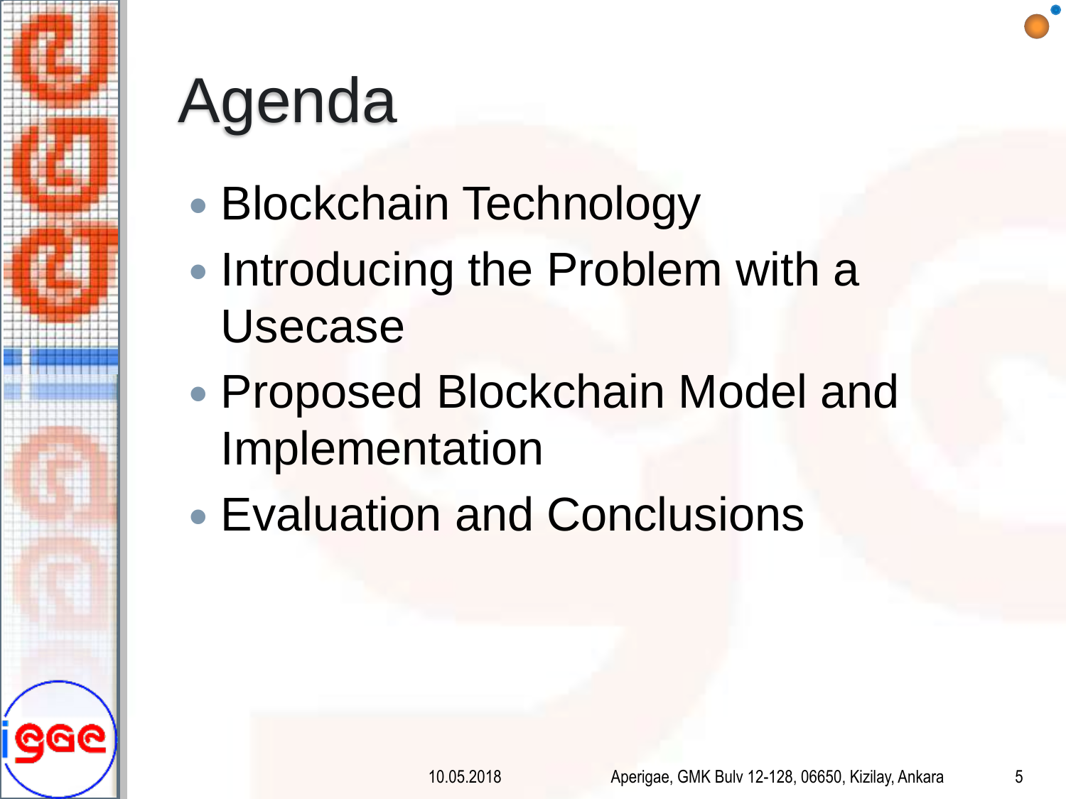# Agenda

- Blockchain Technology
- Introducing the Problem with a Usecase
- Proposed Blockchain Model and Implementation
- Evaluation and Conclusions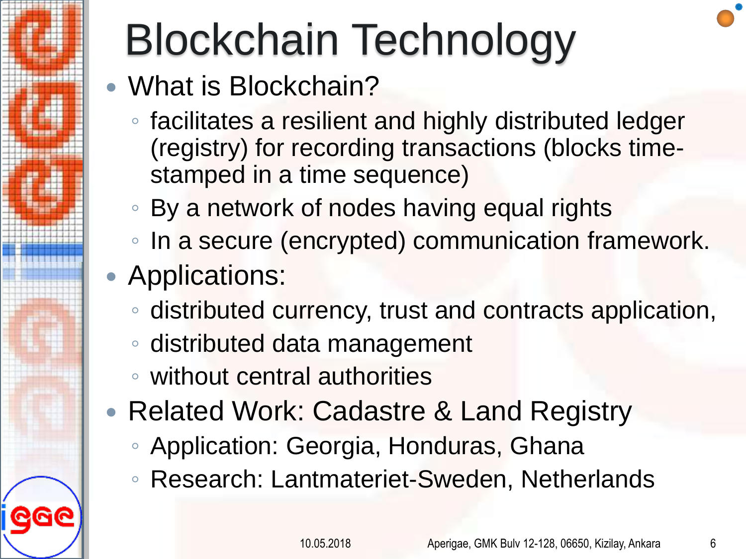# Blockchain Technology

- What is Blockchain?
  - facilitates a resilient and highly distributed ledger (registry) for recording transactions (blocks time-stamped in a time sequence)
  - By a network of nodes having equal rights
  - In a secure (encrypted) communication framework.
- Applications:
  - distributed currency, trust and contracts application,
  - distributed data management
  - without central authorities
- Related Work: Cadastre & Land Registry
  - Application: Georgia, Honduras, Ghana
  - Research: Lantmateriet-Sweden, Netherlands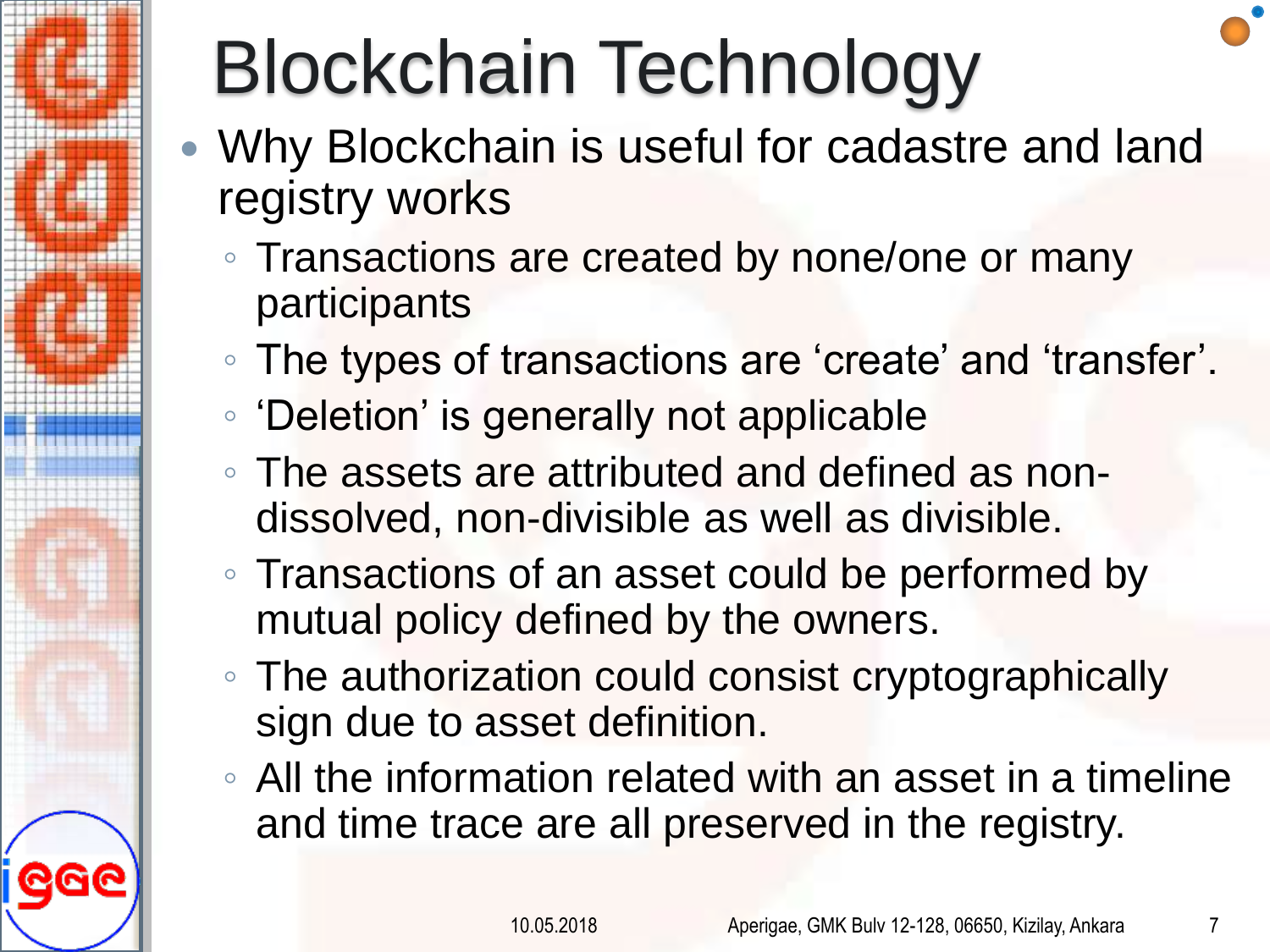# Blockchain Technology

- Why Blockchain is useful for cadastre and land registry works
  - Transactions are created by none/one or many participants
  - The types of transactions are ‘create’ and ‘transfer’.
  - ‘Deletion’ is generally not applicable
  - The assets are attributed and defined as non-dissolved, non-divisible as well as divisible.
  - Transactions of an asset could be performed by mutual policy defined by the owners.
  - The authorization could consist cryptographically sign due to asset definition.
  - All the information related with an asset in a timeline and time trace are all preserved in the registry.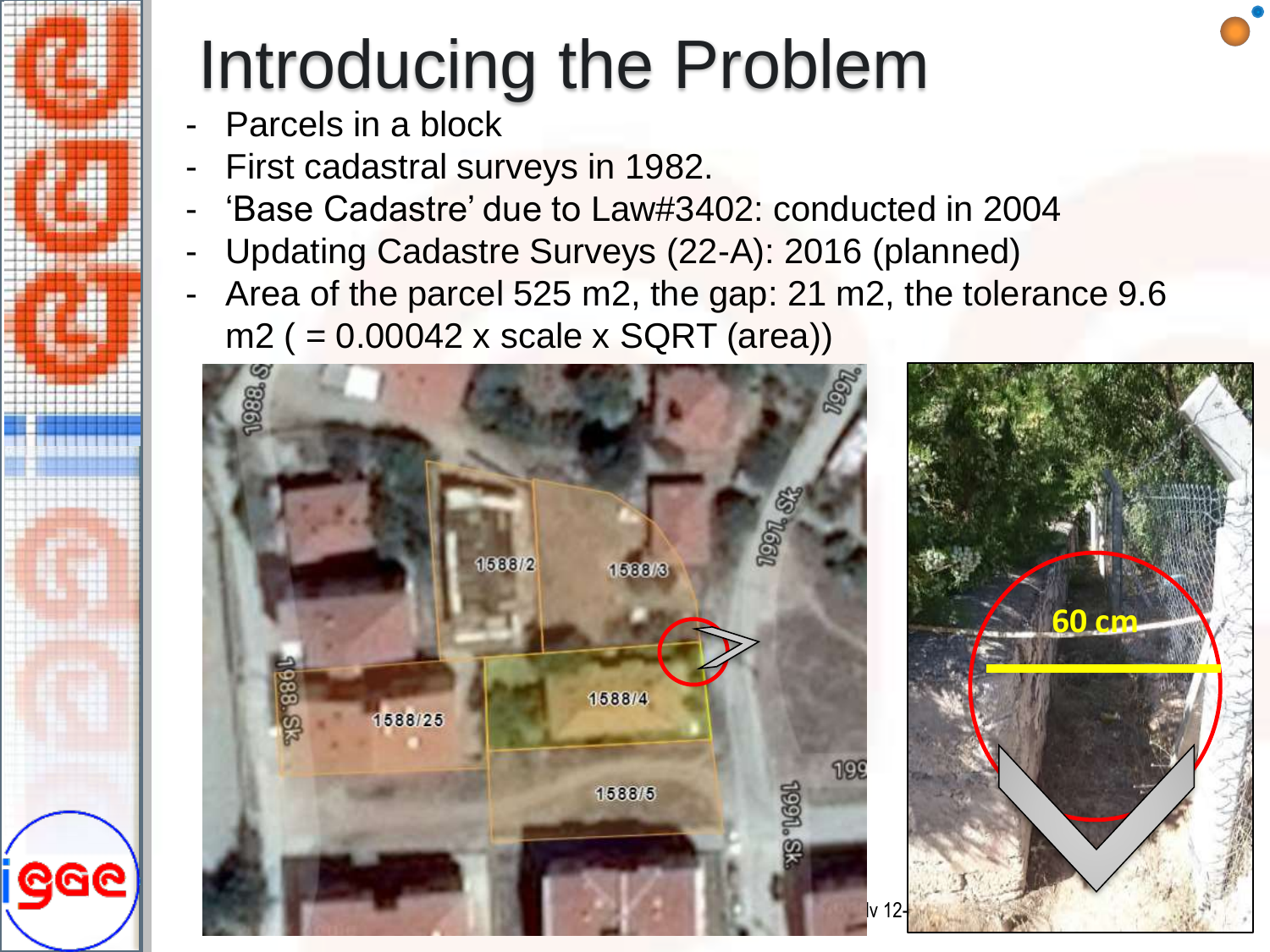# Introducing the Problem

- Parcels in a block
- First cadastral surveys in 1982.
- ‘Base Cadastre’ due to Law#3402: conducted in 2004
- Updating Cadastre Surveys (22-A): 2016 (planned)
- Area of the parcel 525 m2, the gap: 21 m2, the tolerance 9.6 m2 ( = 0.00042 x scale x SQRT (area))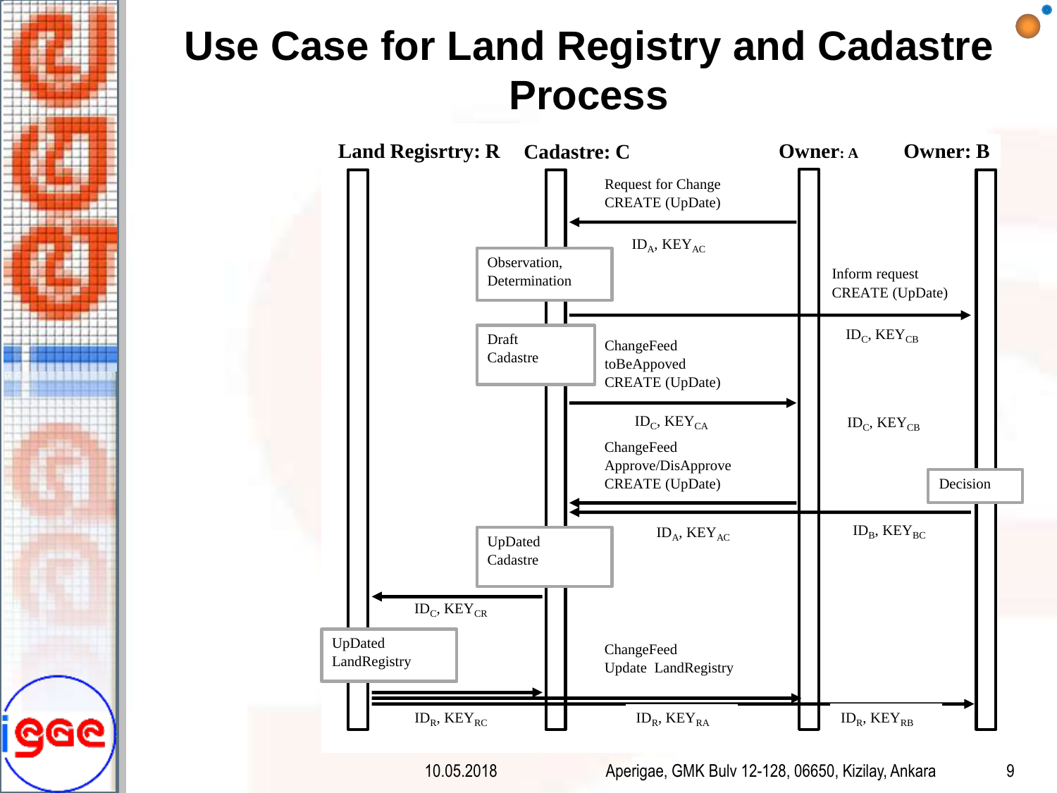# Use Case for Land Registry and Cadastre Process

Land Regisrtry: R

Cadastre: C

Owner: A

Owner: B

Request for Change
CREATE (UpDate)

$ID_A$, $KEY_{AC}$

Observation, Determination

Inform request
CREATE (UpDate)

Draft Cadastre

$ID_C$, $KEY_{CB}$

ChangeFeed
toBeAppoved
CREATE (UpDate)

$ID_C$, $KEY_{CA}$

$ID_C$, $KEY_{CB}$

ChangeFeed
Approve/DisApprove
CREATE (UpDate)

Decision

$ID_A$, $KEY_{AC}$

$ID_B$, $KEY_{BC}$

UpDated Cadastre

$ID_C$, $KEY_{CR}$

UpDated LandRegistry

ChangeFeed
Update LandRegistry

$ID_R$, $KEY_{RC}$

$ID_R$, $KEY_{RA}$

$ID_R$, $KEY_{RB}$

10.05.2018 Aperigae, GMK Bulv 12-128, 06650, Kizilay, Ankara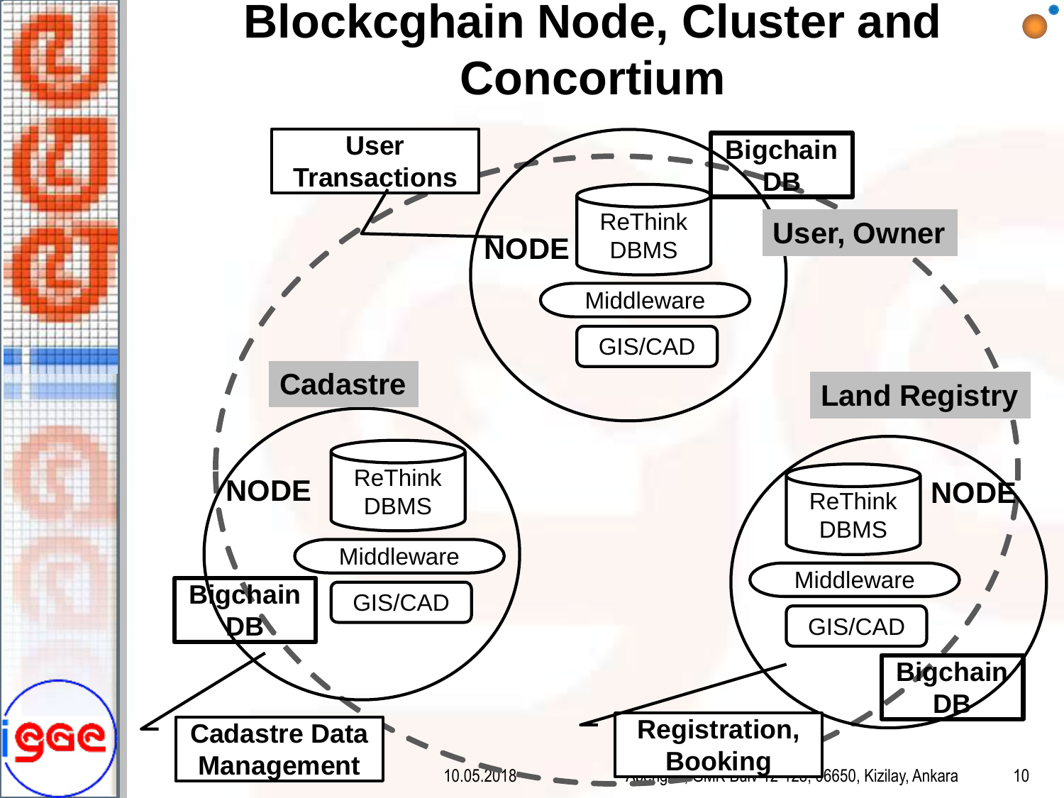# Blockcghain Node, Cluster and Concortium

User Transactions

Bigchain DB

User, Owner

NODE

ReThink DBMS

Middleware

GIS/CAD

Cadastre

Land Registry

NODE

ReThink DBMS

Middleware

GIS/CAD

Bigchain DB

NODE

ReThink DBMS

Middleware

GIS/CAD

Bigchain DB

Cadastre Data Management

Registration, Booking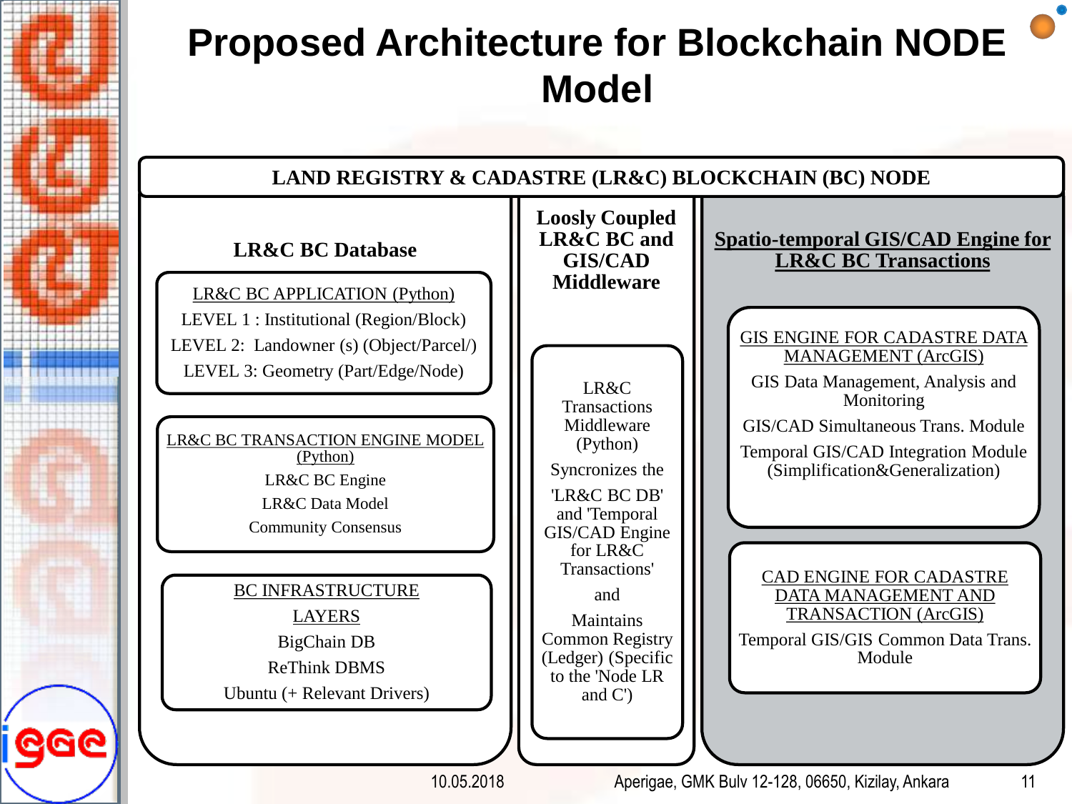# Proposed Architecture for Blockchain NODE Model

## LAND REGISTRY & CADASTRE (LR&C) BLOCKCHAIN (BC) NODE

### LR&C BC Database

**LR&C BC APPLICATION (Python)**

LEVEL 1 : Institutional (Region/Block)

LEVEL 2: Landowner (s) (Object/Parcel/)

LEVEL 3: Geometry (Part/Edge/Node)

**LR&C BC TRANSACTION ENGINE MODEL (Python)**

LR&C BC Engine

LR&C Data Model

Community Consensus

**BC INFRASTRUCTURE LAYERS**

BigChain DB

ReThink DBMS

Ubuntu (+ Relevant Drivers)

### Loosly Coupled LR&C BC and GIS/CAD Middleware

LR&C Transactions Middleware (Python)

Syncronizes the 'LR&C BC DB' and 'Temporal GIS/CAD Engine for LR&C Transactions'

and

Maintains Common Registry (Ledger) (Specific to the 'Node LR and C')

### Spatio-temporal GIS/CAD Engine for LR&C BC Transactions

**GIS ENGINE FOR CADASTRE DATA MANAGEMENT (ArcGIS)**

GIS Data Management, Analysis and Monitoring

GIS/CAD Simultaneous Trans. Module

Temporal GIS/CAD Integration Module (Simplification&Generalization)

**CAD ENGINE FOR CADASTRE DATA MANAGEMENT AND TRANSACTION (ArcGIS)**

Temporal GIS/GIS Common Data Trans. Module

10.05.2018 Aperigae, GMK Bulv 12-128, 06650, Kizilay, Ankara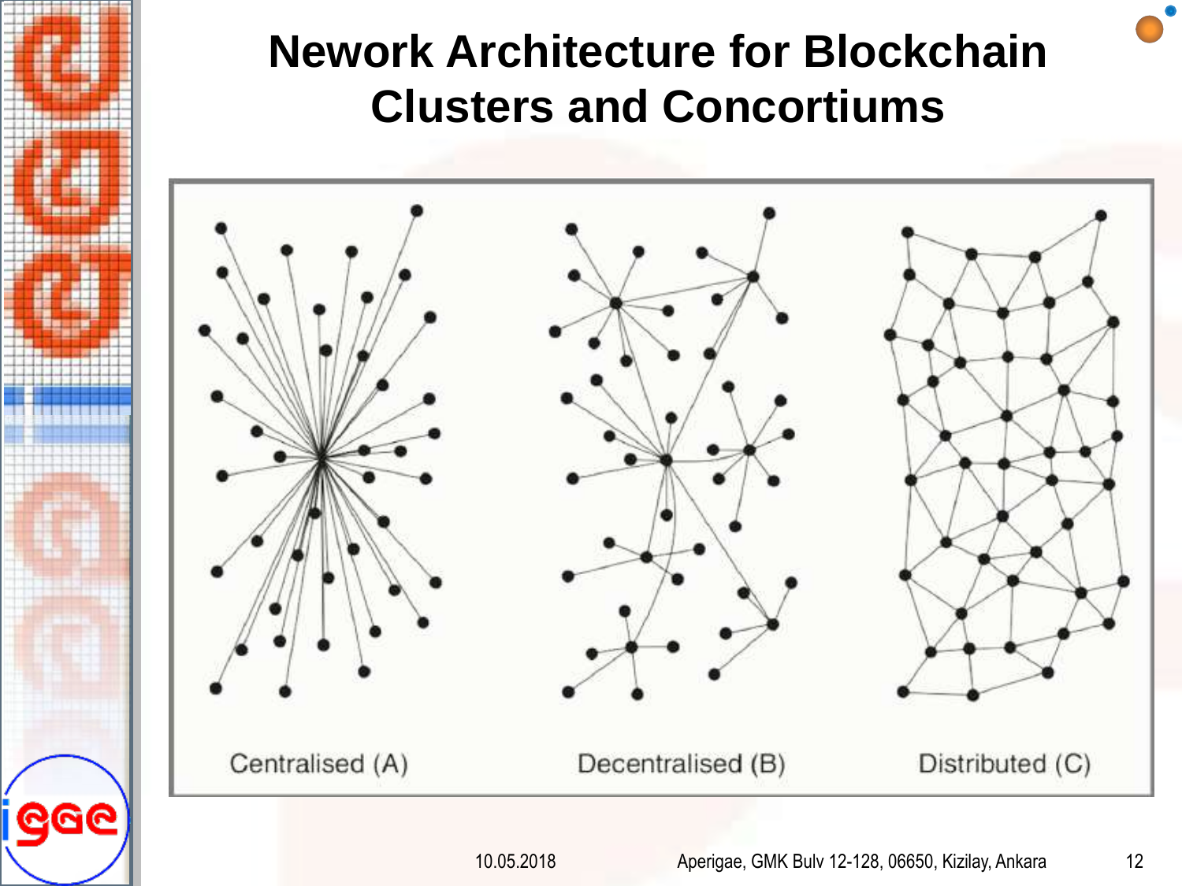# Nework Architecture for Blockchain Clusters and Concortiums

Centralised (A)

Decentralised (B)

Distributed (C)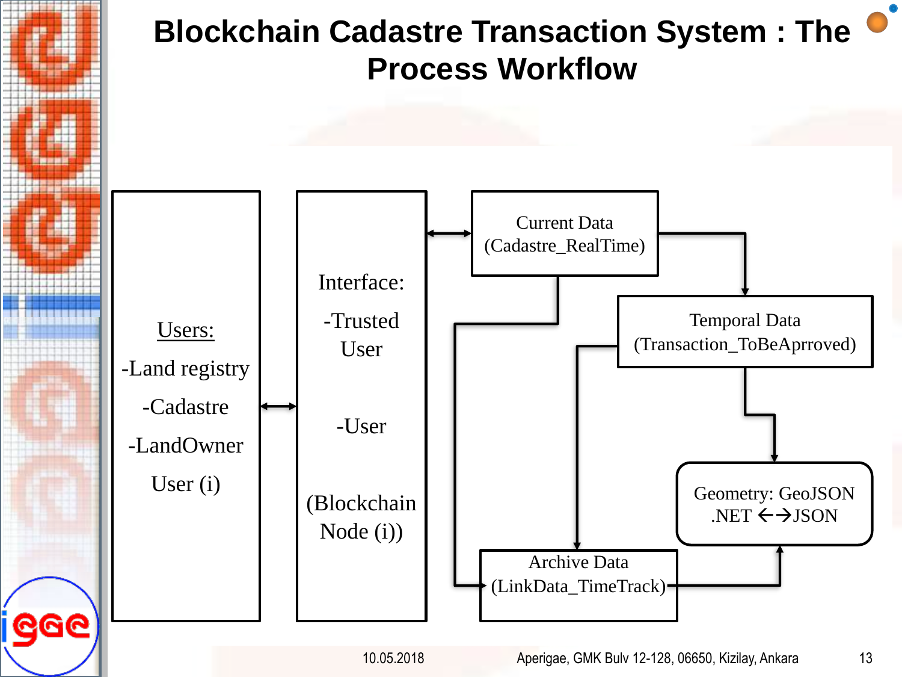# Blockchain Cadastre Transaction System : The Process Workflow

Users:

-Land registry

-Cadastre

-LandOwner

User (i)

Interface:

-Trusted User

-User

(Blockchain Node (i))

Current Data (Cadastre_RealTime)

Temporal Data (Transaction_ToBeAprroved)

Geometry: GeoJSON .NET ←→JSON

Archive Data (LinkData_TimeTrack)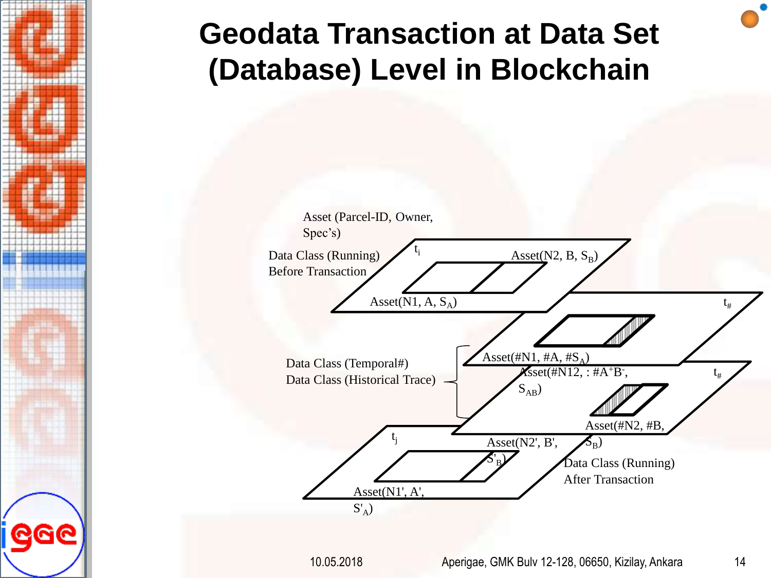# Geodata Transaction at Data Set (Database) Level in Blockchain

Asset (Parcel-ID, Owner, Spec's)

Data Class (Running) Before Transaction

$t_i$

Asset(N2, B, $S_B$)

Asset(N1, A, $S_A$)

$t_\#$

Asset(#N1, #A, #$S_A$)

Asset(#N12, : #$A^+B^-$, $S_{AB}$)

$t_\#$

Data Class (Temporal#)
Data Class (Historical Trace)

Asset(#N2, #B, $S_B$)

$t_j$

Asset(N2', B', $S'_B$)

Data Class (Running) After Transaction

Asset(N1', A', $S'_A$)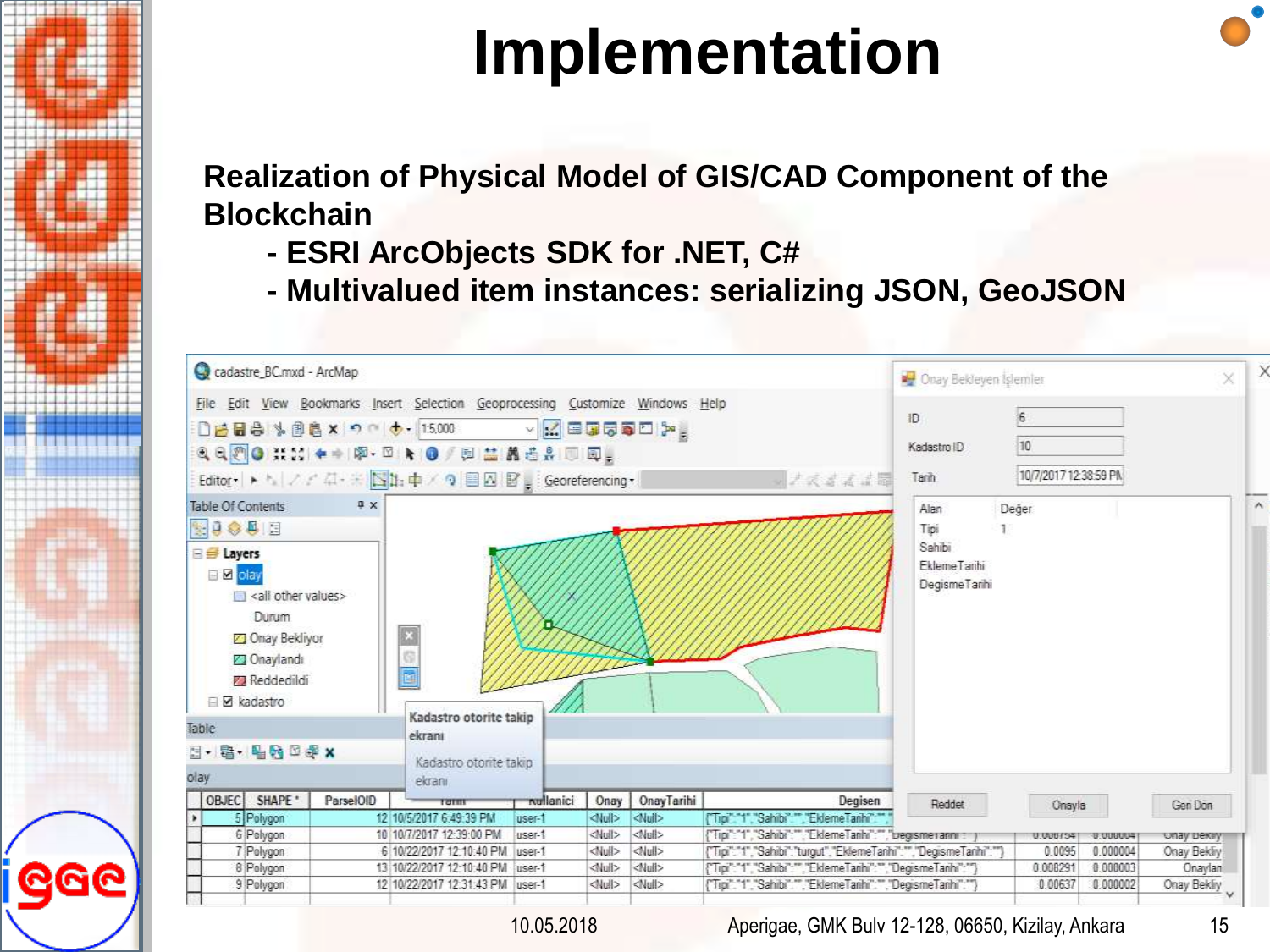# Implementation

**Realization of Physical Model of GIS/CAD Component of the Blockchain**

- **ESRI ArcObjects SDK for .NET, C#**
- **Multivalued item instances: serializing JSON, GeoJSON**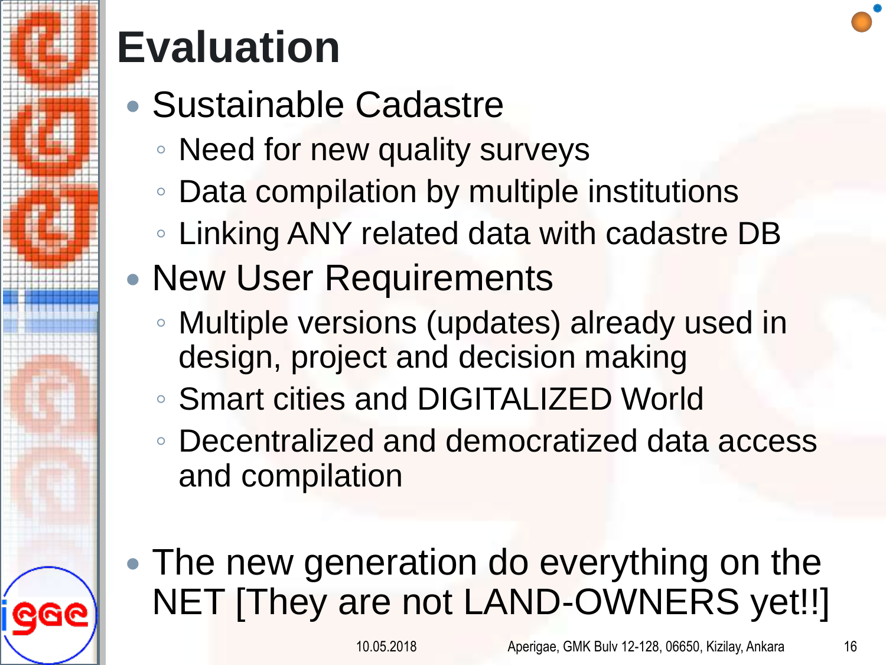# Evaluation

- Sustainable Cadastre
  - Need for new quality surveys
  - Data compilation by multiple institutions
  - Linking ANY related data with cadastre DB
- New User Requirements
  - Multiple versions (updates) already used in design, project and decision making
  - Smart cities and DIGITALIZED World
  - Decentralized and democratized data access and compilation
- The new generation do everything on the NET [They are not LAND-OWNERS yet!!]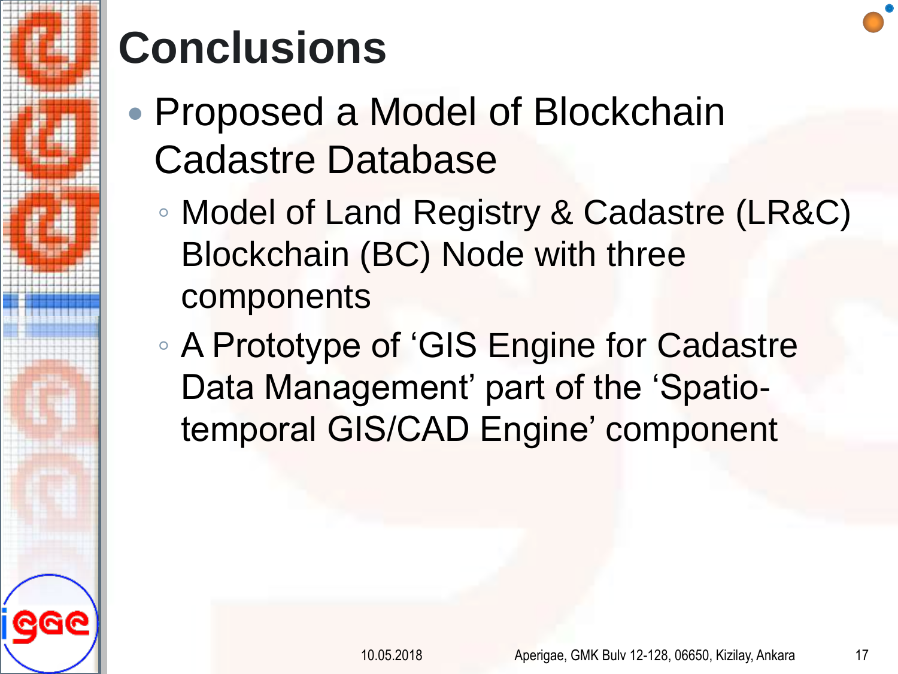# Conclusions

- Proposed a Model of Blockchain Cadastre Database
  - Model of Land Registry & Cadastre (LR&C) Blockchain (BC) Node with three components
  - A Prototype of 'GIS Engine for Cadastre Data Management' part of the 'Spatio-temporal GIS/CAD Engine' component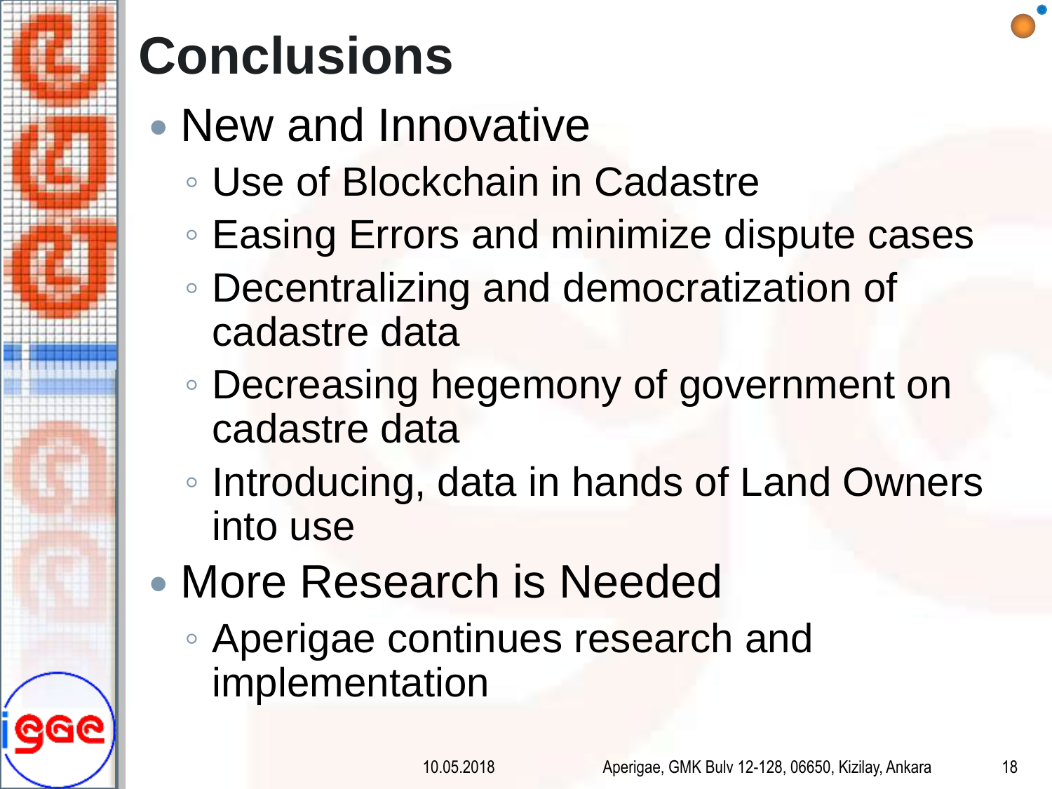# Conclusions

- New and Innovative
  - Use of Blockchain in Cadastre
  - Easing Errors and minimize dispute cases
  - Decentralizing and democratization of cadastre data
  - Decreasing hegemony of government on cadastre data
  - Introducing, data in hands of Land Owners into use
- More Research is Needed
  - Aperigae continues research and implementation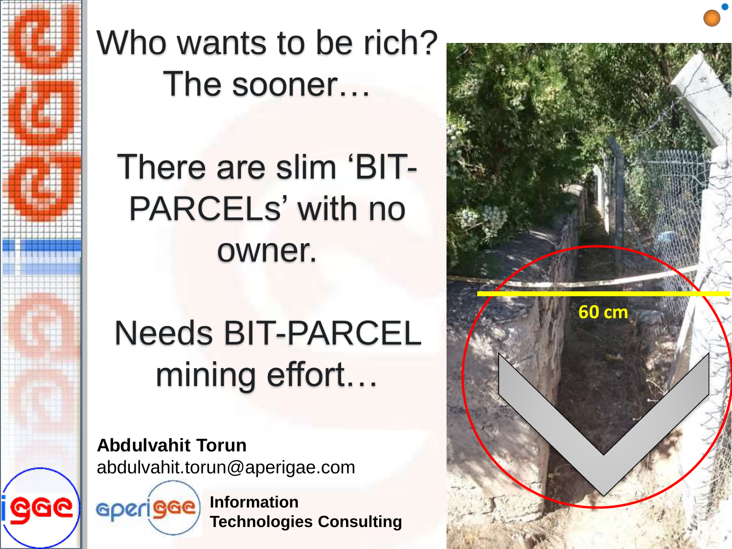# Who wants to be rich? The sooner…

There are slim 'BIT-PARCELs' with no owner.

Needs BIT-PARCEL mining effort…

**Abdulvahit Torun**
abdulvahit.torun@aperigae.com

**Information Technologies Consulting**

60 cm